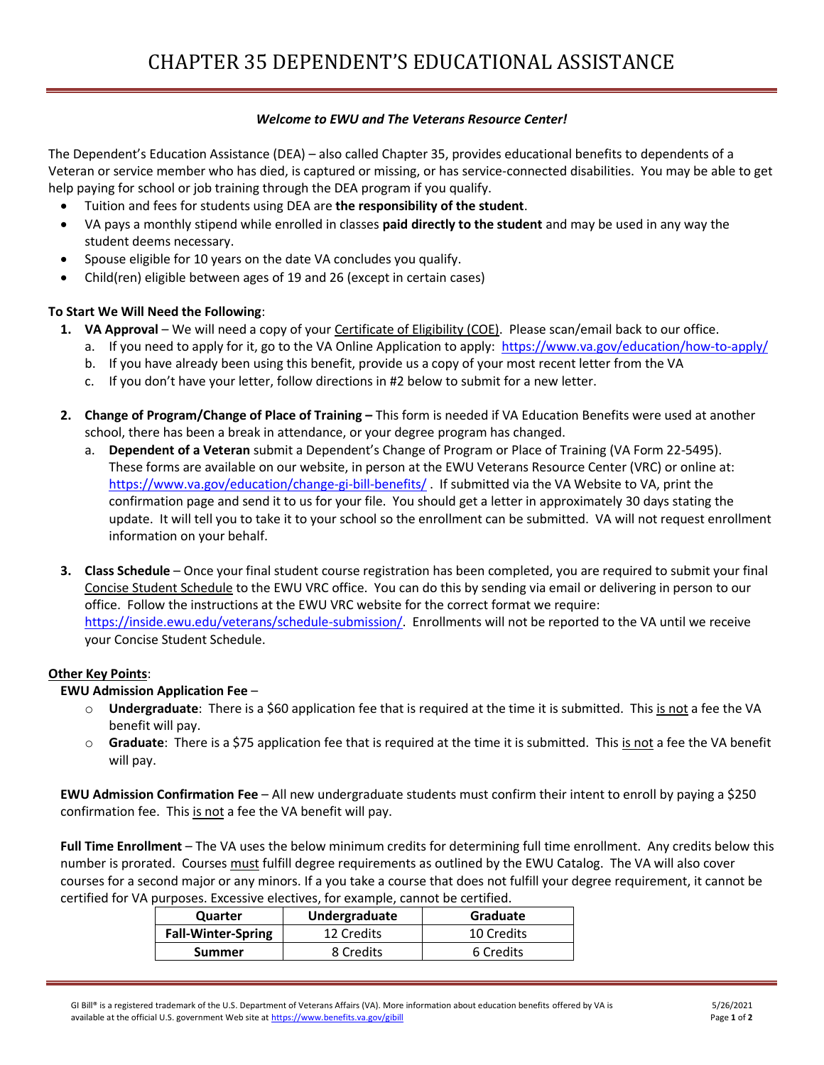# CHAPTER 35 DEPENDENT'S EDUCATIONAL ASSISTANCE

***Welcome to EWU and The Veterans Resource Center!***

The Dependent's Education Assistance (DEA) – also called Chapter 35, provides educational benefits to dependents of a Veteran or service member who has died, is captured or missing, or has service-connected disabilities. You may be able to get help paying for school or job training through the DEA program if you qualify.

- Tuition and fees for students using DEA are **the responsibility of the student**.
- VA pays a monthly stipend while enrolled in classes **paid directly to the student** and may be used in any way the student deems necessary.
- Spouse eligible for 10 years on the date VA concludes you qualify.
- Child(ren) eligible between ages of 19 and 26 (except in certain cases)

**To Start We Will Need the Following**:

1. **VA Approval** – We will need a copy of your Certificate of Eligibility (COE). Please scan/email back to our office.
   a. If you need to apply for it, go to the VA Online Application to apply: https://www.va.gov/education/how-to-apply/
   b. If you have already been using this benefit, provide us a copy of your most recent letter from the VA
   c. If you don't have your letter, follow directions in #2 below to submit for a new letter.

2. **Change of Program/Change of Place of Training –** This form is needed if VA Education Benefits were used at another school, there has been a break in attendance, or your degree program has changed.
   a. **Dependent of a Veteran** submit a Dependent's Change of Program or Place of Training (VA Form 22-5495). These forms are available on our website, in person at the EWU Veterans Resource Center (VRC) or online at: https://www.va.gov/education/change-gi-bill-benefits/ . If submitted via the VA Website to VA, print the confirmation page and send it to us for your file. You should get a letter in approximately 30 days stating the update. It will tell you to take it to your school so the enrollment can be submitted. VA will not request enrollment information on your behalf.

3. **Class Schedule** – Once your final student course registration has been completed, you are required to submit your final Concise Student Schedule to the EWU VRC office. You can do this by sending via email or delivering in person to our office. Follow the instructions at the EWU VRC website for the correct format we require: https://inside.ewu.edu/veterans/schedule-submission/. Enrollments will not be reported to the VA until we receive your Concise Student Schedule.

**Other Key Points**:

**EWU Admission Application Fee** –

- **Undergraduate**: There is a $60 application fee that is required at the time it is submitted. This is not a fee the VA benefit will pay.
- **Graduate**: There is a $75 application fee that is required at the time it is submitted. This is not a fee the VA benefit will pay.

**EWU Admission Confirmation Fee** – All new undergraduate students must confirm their intent to enroll by paying a $250 confirmation fee. This is not a fee the VA benefit will pay.

**Full Time Enrollment** – The VA uses the below minimum credits for determining full time enrollment. Any credits below this number is prorated. Courses must fulfill degree requirements as outlined by the EWU Catalog. The VA will also cover courses for a second major or any minors. If a you take a course that does not fulfill your degree requirement, it cannot be certified for VA purposes. Excessive electives, for example, cannot be certified.

| Quarter | Undergraduate | Graduate |
| --- | --- | --- |
| **Fall-Winter-Spring** | 12 Credits | 10 Credits |
| **Summer** | 8 Credits | 6 Credits |

GI Bill® is a registered trademark of the U.S. Department of Veterans Affairs (VA). More information about education benefits offered by VA is available at the official U.S. government Web site at https://www.benefits.va.gov/gibill

5/26/2021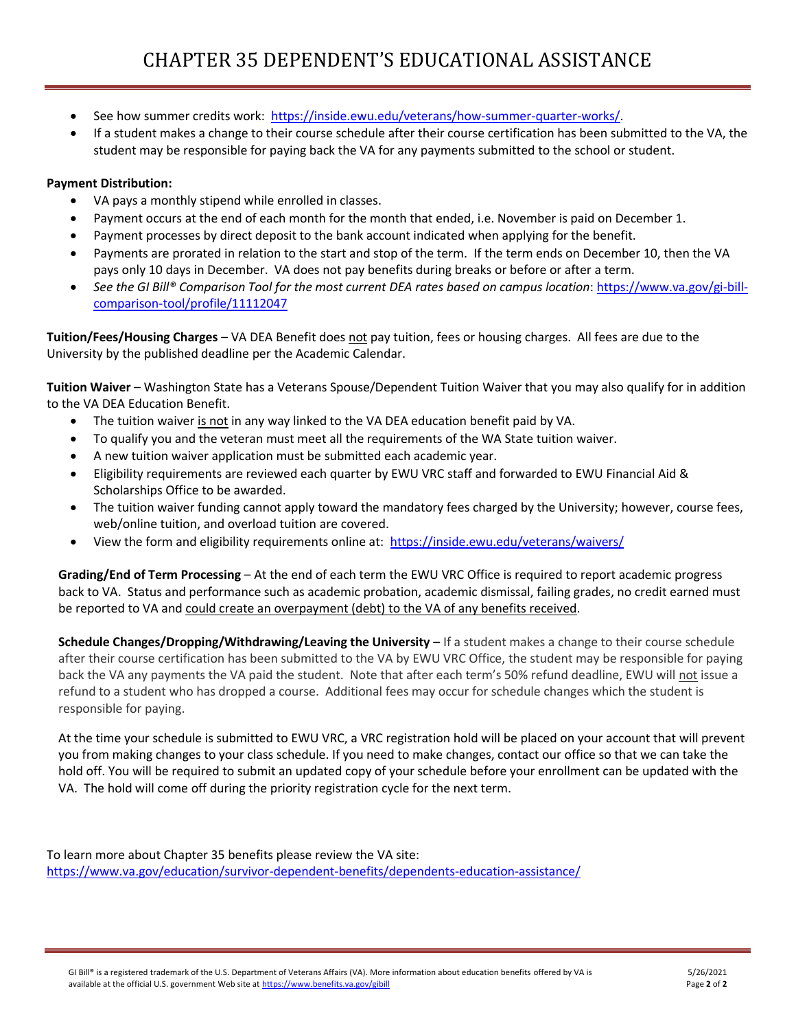# CHAPTER 35 DEPENDENT'S EDUCATIONAL ASSISTANCE

- See how summer credits work: https://inside.ewu.edu/veterans/how-summer-quarter-works/.
- If a student makes a change to their course schedule after their course certification has been submitted to the VA, the student may be responsible for paying back the VA for any payments submitted to the school or student.

**Payment Distribution:**

- VA pays a monthly stipend while enrolled in classes.
- Payment occurs at the end of each month for the month that ended, i.e. November is paid on December 1.
- Payment processes by direct deposit to the bank account indicated when applying for the benefit.
- Payments are prorated in relation to the start and stop of the term. If the term ends on December 10, then the VA pays only 10 days in December. VA does not pay benefits during breaks or before or after a term.
- *See the GI Bill® Comparison Tool for the most current DEA rates based on campus location*: https://www.va.gov/gi-bill-comparison-tool/profile/11112047

**Tuition/Fees/Housing Charges** – VA DEA Benefit does not pay tuition, fees or housing charges. All fees are due to the University by the published deadline per the Academic Calendar.

**Tuition Waiver** – Washington State has a Veterans Spouse/Dependent Tuition Waiver that you may also qualify for in addition to the VA DEA Education Benefit.

- The tuition waiver is not in any way linked to the VA DEA education benefit paid by VA.
- To qualify you and the veteran must meet all the requirements of the WA State tuition waiver.
- A new tuition waiver application must be submitted each academic year.
- Eligibility requirements are reviewed each quarter by EWU VRC staff and forwarded to EWU Financial Aid & Scholarships Office to be awarded.
- The tuition waiver funding cannot apply toward the mandatory fees charged by the University; however, course fees, web/online tuition, and overload tuition are covered.
- View the form and eligibility requirements online at: https://inside.ewu.edu/veterans/waivers/

**Grading/End of Term Processing** – At the end of each term the EWU VRC Office is required to report academic progress back to VA. Status and performance such as academic probation, academic dismissal, failing grades, no credit earned must be reported to VA and could create an overpayment (debt) to the VA of any benefits received.

**Schedule Changes/Dropping/Withdrawing/Leaving the University** – If a student makes a change to their course schedule after their course certification has been submitted to the VA by EWU VRC Office, the student may be responsible for paying back the VA any payments the VA paid the student. Note that after each term's 50% refund deadline, EWU will not issue a refund to a student who has dropped a course. Additional fees may occur for schedule changes which the student is responsible for paying.

At the time your schedule is submitted to EWU VRC, a VRC registration hold will be placed on your account that will prevent you from making changes to your class schedule. If you need to make changes, contact our office so that we can take the hold off. You will be required to submit an updated copy of your schedule before your enrollment can be updated with the VA. The hold will come off during the priority registration cycle for the next term.

To learn more about Chapter 35 benefits please review the VA site:
https://www.va.gov/education/survivor-dependent-benefits/dependents-education-assistance/

GI Bill® is a registered trademark of the U.S. Department of Veterans Affairs (VA). More information about education benefits offered by VA is available at the official U.S. government Web site at https://www.benefits.va.gov/gibill

5/26/2021